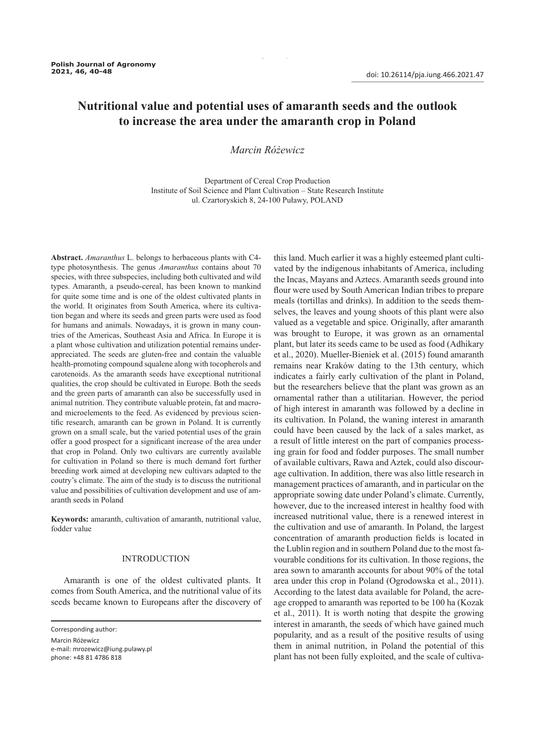Polish Journal of Agronomy
2021, 46, 40–48

doi: 10.26114/pja.iung.466.2021.47

# Nutritional value and potential uses of amaranth seeds and the outlook to increase the area under the amaranth crop in Poland

*Marcin Różewicz*

Department of Cereal Crop Production
Institute of Soil Science and Plant Cultivation – State Research Institute
ul. Czartoryskich 8, 24-100 Puławy, POLAND

**Abstract.** *Amaranthus* L. belongs to herbaceous plants with C4-type photosynthesis. The genus *Amaranthus* contains about 70 species, with three subspecies, including both cultivated and wild types. Amaranth, a pseudo-cereal, has been known to mankind for quite some time and is one of the oldest cultivated plants in the world. It originates from South America, where its cultivation began and where its seeds and green parts were used as food for humans and animals. Nowadays, it is grown in many countries of the Americas, Southeast Asia and Africa. In Europe it is a plant whose cultivation and utilization potential remains underappreciated. The seeds are gluten-free and contain the valuable health-promoting compound squalene along with tocopherols and carotenoids. As the amaranth seeds have exceptional nutritional qualities, the crop should be cultivated in Europe. Both the seeds and the green parts of amaranth can also be successfully used in animal nutrition. They contribute valuable protein, fat and macro- and microelements to the feed. As evidenced by previous scientific research, amaranth can be grown in Poland. It is currently grown on a small scale, but the varied potential uses of the grain offer a good prospect for a significant increase of the area under that crop in Poland. Only two cultivars are currently available for cultivation in Poland so there is much demand fort further breeding work aimed at developing new cultivars adapted to the coutry's climate. The aim of the study is to discuss the nutritional value and possibilities of cultivation development and use of amaranth seeds in Poland

**Keywords:** amaranth, cultivation of amaranth, nutritional value, fodder value

## INTRODUCTION

Amaranth is one of the oldest cultivated plants. It comes from South America, and the nutritional value of its seeds became known to Europeans after the discovery of this land. Much earlier it was a highly esteemed plant cultivated by the indigenous inhabitants of America, including the Incas, Mayans and Aztecs. Amaranth seeds ground into flour were used by South American Indian tribes to prepare meals (tortillas and drinks). In addition to the seeds themselves, the leaves and young shoots of this plant were also valued as a vegetable and spice. Originally, after amaranth was brought to Europe, it was grown as an ornamental plant, but later its seeds came to be used as food (Adhikary et al., 2020). Mueller-Bieniek et al. (2015) found amaranth remains near Kraków dating to the 13th century, which indicates a fairly early cultivation of the plant in Poland, but the researchers believe that the plant was grown as an ornamental rather than a utilitarian. However, the period of high interest in amaranth was followed by a decline in its cultivation. In Poland, the waning interest in amaranth could have been caused by the lack of a sales market, as a result of little interest on the part of companies processing grain for food and fodder purposes. The small number of available cultivars, Rawa and Aztek, could also discourage cultivation. In addition, there was also little research in management practices of amaranth, and in particular on the appropriate sowing date under Poland's climate. Currently, however, due to the increased interest in healthy food with increased nutritional value, there is a renewed interest in the cultivation and use of amaranth. In Poland, the largest concentration of amaranth production fields is located in the Lublin region and in southern Poland due to the most favourable conditions for its cultivation. In those regions, the area sown to amaranth accounts for about 90% of the total area under this crop in Poland (Ogrodowska et al., 2011). According to the latest data available for Poland, the acreage cropped to amaranth was reported to be 100 ha (Kozak et al., 2011). It is worth noting that despite the growing interest in amaranth, the seeds of which have gained much popularity, and as a result of the positive results of using them in animal nutrition, in Poland the potential of this plant has not been fully exploited, and the scale of cultiva-

Corresponding author:
Marcin Różewicz
e-mail: mrozewicz@iung.pulawy.pl
phone: +48 81 4786 818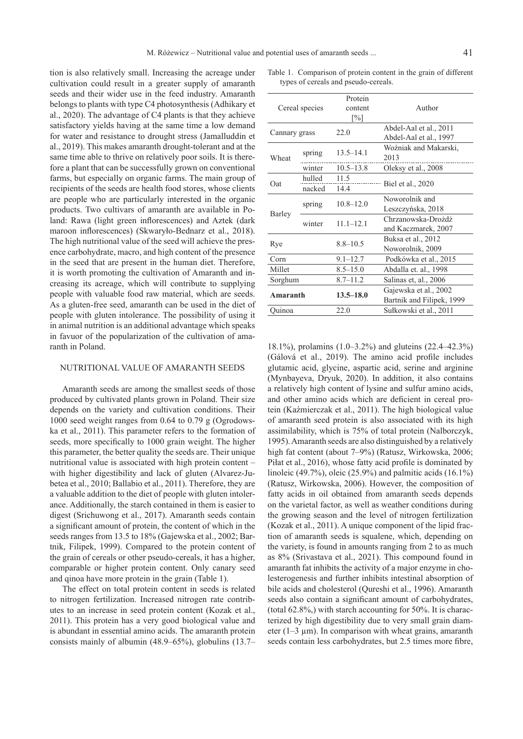tion is also relatively small. Increasing the acreage under cultivation could result in a greater supply of amaranth seeds and their wider use in the feed industry. Amaranth belongs to plants with type C4 photosynthesis (Adhikary et al., 2020). The advantage of C4 plants is that they achieve satisfactory yields having at the same time a low demand for water and resistance to drought stress (Jamalluddin et al., 2019). This makes amaranth drought-tolerant and at the same time able to thrive on relatively poor soils. It is therefore a plant that can be successfully grown on conventional farms, but especially on organic farms. The main group of recipients of the seeds are health food stores, whose clients are people who are particularly interested in the organic products. Two cultivars of amaranth are available in Poland: Rawa (light green inflorescences) and Aztek (dark maroon inflorescences) (Skwaryło-Bednarz et al., 2018). The high nutritional value of the seed will achieve the presence carbohydrate, macro, and high content of the presence in the seed that are present in the human diet. Therefore, it is worth promoting the cultivation of Amaranth and increasing its acreage, which will contribute to supplying people with valuable food raw material, which are seeds. As a gluten-free seed, amaranth can be used in the diet of people with gluten intolerance. The possibility of using it in animal nutrition is an additional advantage which speaks in favuor of the popularization of the cultivation of amaranth in Poland.

## NUTRITIONAL VALUE OF AMARANTH SEEDS

Amaranth seeds are among the smallest seeds of those produced by cultivated plants grown in Poland. Their size depends on the variety and cultivation conditions. Their 1000 seed weight ranges from 0.64 to 0.79 g (Ogrodowska et al., 2011). This parameter refers to the formation of seeds, more specifically to 1000 grain weight. The higher this parameter, the better quality the seeds are. Their unique nutritional value is associated with high protein content – with higher digestibility and lack of gluten (Alvarez-Jubetea et al., 2010; Ballabio et al., 2011). Therefore, they are a valuable addition to the diet of people with gluten intolerance. Additionally, the starch contained in them is easier to digest (Srichuwong et al., 2017). Amaranth seeds contain a significant amount of protein, the content of which in the seeds ranges from 13.5 to 18% (Gajewska et al., 2002; Bartnik, Filipek, 1999). Compared to the protein content of the grain of cereals or other pseudo-cereals, it has a higher, comparable or higher protein content. Only canary seed and qinoa have more protein in the grain (Table 1).

Table 1. Comparison of protein content in the grain of different types of cereals and pseudo-cereals.

| Cereal species | | Protein content [%] | Author |
|---|---|---|---|
| Cannary grass | | 22.0 | Abdel-Aal et al., 2011<br>Abdel-Aal et al., 1997 |
| Wheat | spring | 13.5–14.1 | Woźniak and Makarski, 2013 |
| | winter | 10.5–13.8 | Oleksy et al., 2008 |
| Oat | hulled | 11.5 | Biel et al., 2020 |
| | nacked | 14.4 | |
| Barley | spring | 10.8–12.0 | Noworolnik and Leszczyńska, 2018 |
| | winter | 11.1–12.1 | Chrzanowska-Drożdż and Kaczmarek, 2007 |
| Rye | | 8.8–10.5 | Buksa et al., 2012<br>Noworolnik, 2009 |
| Corn | | 9.1–12.7 | Podkówka et al., 2015 |
| Millet | | 8.5–15.0 | Abdalla et. al., 1998 |
| Sorghum | | 8.7–11.2 | Salinas et, al., 2006 |
| **Amaranth** | | **13.5–18.0** | Gajewska et al., 2002<br>Bartnik and Filipek, 1999 |
| Quinoa | | 22.0 | Sułkowski et al., 2011 |

The effect on total protein content in seeds is related to nitrogen fertilization. Increased nitrogen rate contributes to an increase in seed protein content (Kozak et al., 2011). This protein has a very good biological value and is abundant in essential amino acids. The amaranth protein consists mainly of albumin (48.9–65%), globulins (13.7–18.1%), prolamins (1.0–3.2%) and gluteins (22.4–42.3%) (Gálová et al., 2019). The amino acid profile includes glutamic acid, glycine, aspartic acid, serine and arginine (Mynbayeva, Dryuk, 2020). In addition, it also contains a relatively high content of lysine and sulfur amino acids, and other amino acids which are deficient in cereal protein (Kaźmierczak et al., 2011). The high biological value of amaranth seed protein is also associated with its high assimilability, which is 75% of total protein (Nalborczyk, 1995). Amaranth seeds are also distinguished by a relatively high fat content (about 7–9%) (Ratusz, Wirkowska, 2006; Piłat et al., 2016), whose fatty acid profile is dominated by linoleic (49.7%), oleic (25.9%) and palmitic acids (16.1%) (Ratusz, Wirkowska, 2006). However, the composition of fatty acids in oil obtained from amaranth seeds depends on the varietal factor, as well as weather conditions during the growing season and the level of nitrogen fertilization (Kozak et al., 2011). A unique component of the lipid fraction of amaranth seeds is squalene, which, depending on the variety, is found in amounts ranging from 2 to as much as 8% (Srivastava et al., 2021). This compound found in amaranth fat inhibits the activity of a major enzyme in cholesterogenesis and further inhibits intestinal absorption of bile acids and cholesterol (Qureshi et al., 1996). Amaranth seeds also contain a significant amount of carbohydrates, (total 62.8%,) with starch accounting for 50%. It is characterized by high digestibility due to very small grain diameter (1–3 µm). In comparison with wheat grains, amaranth seeds contain less carbohydrates, but 2.5 times more fibre,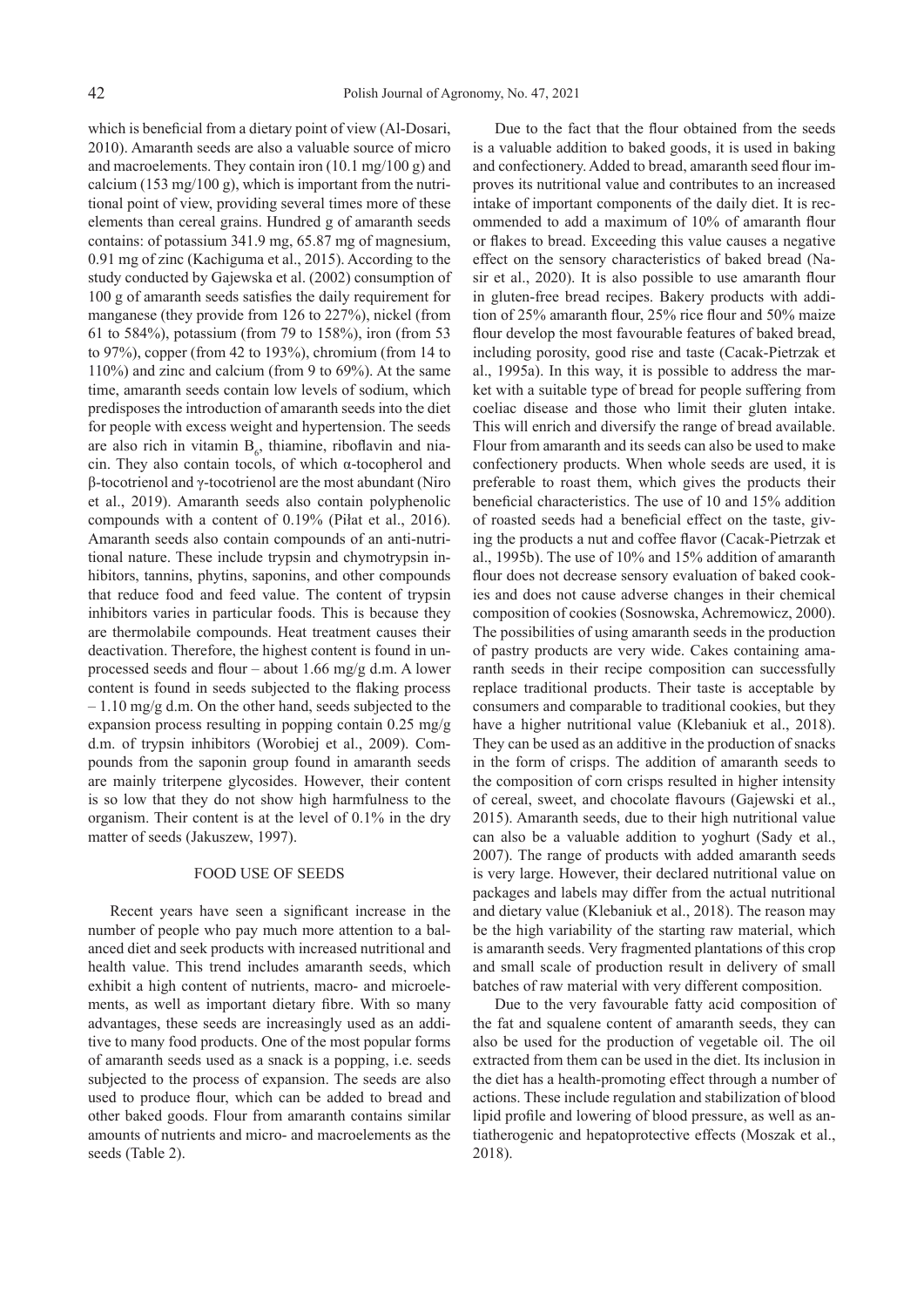which is beneficial from a dietary point of view (Al-Dosari, 2010). Amaranth seeds are also a valuable source of micro and macroelements. They contain iron (10.1 mg/100 g) and calcium (153 mg/100 g), which is important from the nutritional point of view, providing several times more of these elements than cereal grains. Hundred g of amaranth seeds contains: of potassium 341.9 mg, 65.87 mg of magnesium, 0.91 mg of zinc (Kachiguma et al., 2015). According to the study conducted by Gajewska et al. (2002) consumption of 100 g of amaranth seeds satisfies the daily requirement for manganese (they provide from 126 to 227%), nickel (from 61 to 584%), potassium (from 79 to 158%), iron (from 53 to 97%), copper (from 42 to 193%), chromium (from 14 to 110%) and zinc and calcium (from 9 to 69%). At the same time, amaranth seeds contain low levels of sodium, which predisposes the introduction of amaranth seeds into the diet for people with excess weight and hypertension. The seeds are also rich in vitamin $B_6$, thiamine, riboflavin and niacin. They also contain tocols, of which α-tocopherol and β-tocotrienol and γ-tocotrienol are the most abundant (Niro et al., 2019). Amaranth seeds also contain polyphenolic compounds with a content of 0.19% (Piłat et al., 2016). Amaranth seeds also contain compounds of an anti-nutritional nature. These include trypsin and chymotrypsin inhibitors, tannins, phytins, saponins, and other compounds that reduce food and feed value. The content of trypsin inhibitors varies in particular foods. This is because they are thermolabile compounds. Heat treatment causes their deactivation. Therefore, the highest content is found in unprocessed seeds and flour – about 1.66 mg/g d.m. A lower content is found in seeds subjected to the flaking process – 1.10 mg/g d.m. On the other hand, seeds subjected to the expansion process resulting in popping contain 0.25 mg/g d.m. of trypsin inhibitors (Worobiej et al., 2009). Compounds from the saponin group found in amaranth seeds are mainly triterpene glycosides. However, their content is so low that they do not show high harmfulness to the organism. Their content is at the level of 0.1% in the dry matter of seeds (Jakuszew, 1997).

## FOOD USE OF SEEDS

Recent years have seen a significant increase in the number of people who pay much more attention to a balanced diet and seek products with increased nutritional and health value. This trend includes amaranth seeds, which exhibit a high content of nutrients, macro- and microelements, as well as important dietary fibre. With so many advantages, these seeds are increasingly used as an additive to many food products. One of the most popular forms of amaranth seeds used as a snack is a popping, i.e. seeds subjected to the process of expansion. The seeds are also used to produce flour, which can be added to bread and other baked goods. Flour from amaranth contains similar amounts of nutrients and micro- and macroelements as the seeds (Table 2).

Due to the fact that the flour obtained from the seeds is a valuable addition to baked goods, it is used in baking and confectionery. Added to bread, amaranth seed flour improves its nutritional value and contributes to an increased intake of important components of the daily diet. It is recommended to add a maximum of 10% of amaranth flour or flakes to bread. Exceeding this value causes a negative effect on the sensory characteristics of baked bread (Nasir et al., 2020). It is also possible to use amaranth flour in gluten-free bread recipes. Bakery products with addition of 25% amaranth flour, 25% rice flour and 50% maize flour develop the most favourable features of baked bread, including porosity, good rise and taste (Cacak-Pietrzak et al., 1995a). In this way, it is possible to address the market with a suitable type of bread for people suffering from coeliac disease and those who limit their gluten intake. This will enrich and diversify the range of bread available. Flour from amaranth and its seeds can also be used to make confectionery products. When whole seeds are used, it is preferable to roast them, which gives the products their beneficial characteristics. The use of 10 and 15% addition of roasted seeds had a beneficial effect on the taste, giving the products a nut and coffee flavor (Cacak-Pietrzak et al., 1995b). The use of 10% and 15% addition of amaranth flour does not decrease sensory evaluation of baked cookies and does not cause adverse changes in their chemical composition of cookies (Sosnowska, Achremowicz, 2000). The possibilities of using amaranth seeds in the production of pastry products are very wide. Cakes containing amaranth seeds in their recipe composition can successfully replace traditional products. Their taste is acceptable by consumers and comparable to traditional cookies, but they have a higher nutritional value (Klebaniuk et al., 2018). They can be used as an additive in the production of snacks in the form of crisps. The addition of amaranth seeds to the composition of corn crisps resulted in higher intensity of cereal, sweet, and chocolate flavours (Gajewski et al., 2015). Amaranth seeds, due to their high nutritional value can also be a valuable addition to yoghurt (Sady et al., 2007). The range of products with added amaranth seeds is very large. However, their declared nutritional value on packages and labels may differ from the actual nutritional and dietary value (Klebaniuk et al., 2018). The reason may be the high variability of the starting raw material, which is amaranth seeds. Very fragmented plantations of this crop and small scale of production result in delivery of small batches of raw material with very different composition.

Due to the very favourable fatty acid composition of the fat and squalene content of amaranth seeds, they can also be used for the production of vegetable oil. The oil extracted from them can be used in the diet. Its inclusion in the diet has a health-promoting effect through a number of actions. These include regulation and stabilization of blood lipid profile and lowering of blood pressure, as well as antiatherogenic and hepatoprotective effects (Moszak et al., 2018).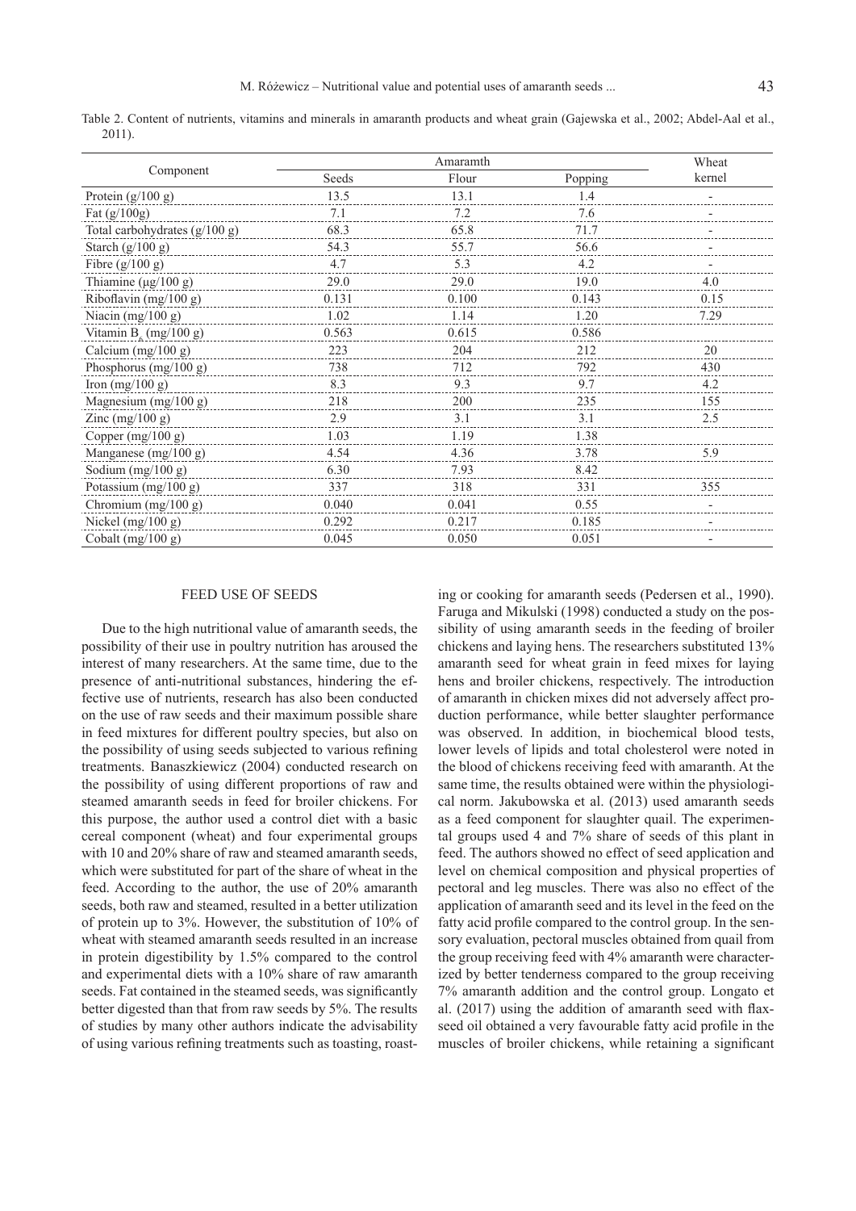Table 2. Content of nutrients, vitamins and minerals in amaranth products and wheat grain (Gajewska et al., 2002; Abdel-Aal et al., 2011).

| Component | Amaramth | | | Wheat kernel |
|---|---|---|---|---|
| | Seeds | Flour | Popping | |
| Protein (g/100 g) | 13.5 | 13.1 | 1.4 | - |
| Fat (g/100g) | 7.1 | 7.2 | 7.6 | - |
| Total carbohydrates (g/100 g) | 68.3 | 65.8 | 71.7 | - |
| Starch (g/100 g) | 54.3 | 55.7 | 56.6 | - |
| Fibre (g/100 g) | 4.7 | 5.3 | 4.2 | - |
| Thiamine (μg/100 g) | 29.0 | 29.0 | 19.0 | 4.0 |
| Riboflavin (mg/100 g) | 0.131 | 0.100 | 0.143 | 0.15 |
| Niacin (mg/100 g) | 1.02 | 1.14 | 1.20 | 7.29 |
| Vitamin $B_6$ (mg/100 g) | 0.563 | 0.615 | 0.586 | |
| Calcium (mg/100 g) | 223 | 204 | 212 | 20 |
| Phosphorus (mg/100 g) | 738 | 712 | 792 | 430 |
| Iron (mg/100 g) | 8.3 | 9.3 | 9.7 | 4.2 |
| Magnesium (mg/100 g) | 218 | 200 | 235 | 155 |
| Zinc (mg/100 g) | 2.9 | 3.1 | 3.1 | 2.5 |
| Copper (mg/100 g) | 1.03 | 1.19 | 1.38 | |
| Manganese (mg/100 g) | 4.54 | 4.36 | 3.78 | 5.9 |
| Sodium (mg/100 g) | 6.30 | 7.93 | 8.42 | |
| Potassium (mg/100 g) | 337 | 318 | 331 | 355 |
| Chromium (mg/100 g) | 0.040 | 0.041 | 0.55 | - |
| Nickel (mg/100 g) | 0.292 | 0.217 | 0.185 | - |
| Cobalt (mg/100 g) | 0.045 | 0.050 | 0.051 | - |

## FEED USE OF SEEDS

Due to the high nutritional value of amaranth seeds, the possibility of their use in poultry nutrition has aroused the interest of many researchers. At the same time, due to the presence of anti-nutritional substances, hindering the effective use of nutrients, research has also been conducted on the use of raw seeds and their maximum possible share in feed mixtures for different poultry species, but also on the possibility of using seeds subjected to various refining treatments. Banaszkiewicz (2004) conducted research on the possibility of using different proportions of raw and steamed amaranth seeds in feed for broiler chickens. For this purpose, the author used a control diet with a basic cereal component (wheat) and four experimental groups with 10 and 20% share of raw and steamed amaranth seeds, which were substituted for part of the share of wheat in the feed. According to the author, the use of 20% amaranth seeds, both raw and steamed, resulted in a better utilization of protein up to 3%. However, the substitution of 10% of wheat with steamed amaranth seeds resulted in an increase in protein digestibility by 1.5% compared to the control and experimental diets with a 10% share of raw amaranth seeds. Fat contained in the steamed seeds, was significantly better digested than that from raw seeds by 5%. The results of studies by many other authors indicate the advisability of using various refining treatments such as toasting, roasting or cooking for amaranth seeds (Pedersen et al., 1990). Faruga and Mikulski (1998) conducted a study on the possibility of using amaranth seeds in the feeding of broiler chickens and laying hens. The researchers substituted 13% amaranth seed for wheat grain in feed mixes for laying hens and broiler chickens, respectively. The introduction of amaranth in chicken mixes did not adversely affect production performance, while better slaughter performance was observed. In addition, in biochemical blood tests, lower levels of lipids and total cholesterol were noted in the blood of chickens receiving feed with amaranth. At the same time, the results obtained were within the physiological norm. Jakubowska et al. (2013) used amaranth seeds as a feed component for slaughter quail. The experimental groups used 4 and 7% share of seeds of this plant in feed. The authors showed no effect of seed application and level on chemical composition and physical properties of pectoral and leg muscles. There was also no effect of the application of amaranth seed and its level in the feed on the fatty acid profile compared to the control group. In the sensory evaluation, pectoral muscles obtained from quail from the group receiving feed with 4% amaranth were characterized by better tenderness compared to the group receiving 7% amaranth addition and the control group. Longato et al. (2017) using the addition of amaranth seed with flaxseed oil obtained a very favourable fatty acid profile in the muscles of broiler chickens, while retaining a significant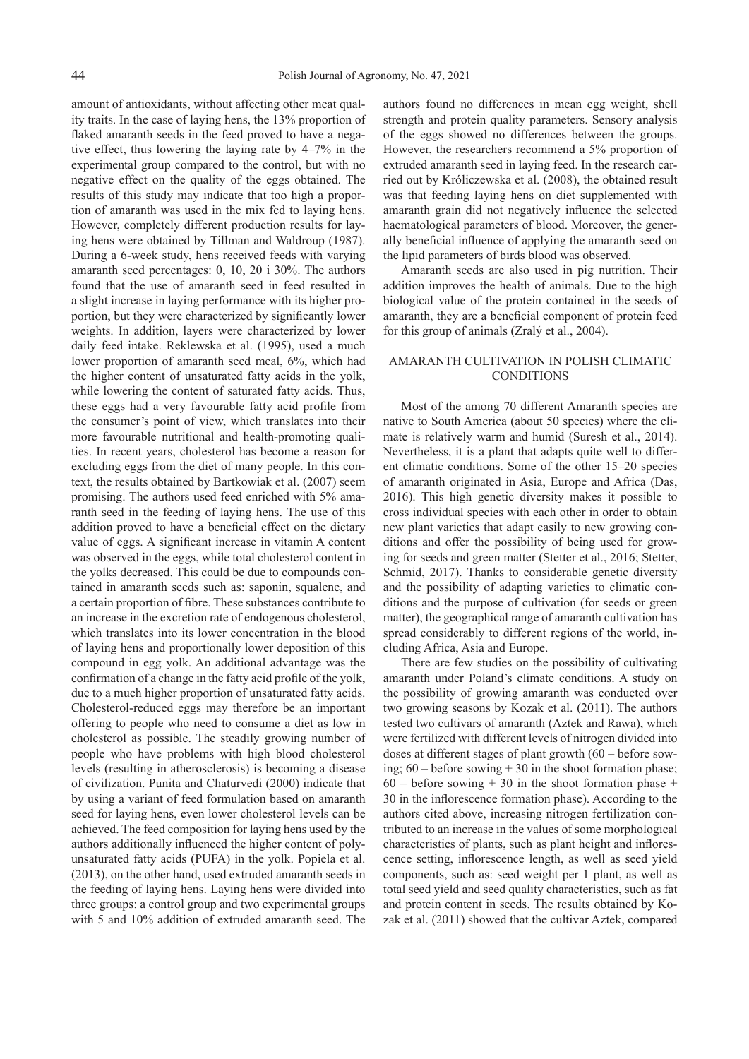amount of antioxidants, without affecting other meat quality traits. In the case of laying hens, the 13% proportion of flaked amaranth seeds in the feed proved to have a negative effect, thus lowering the laying rate by 4–7% in the experimental group compared to the control, but with no negative effect on the quality of the eggs obtained. The results of this study may indicate that too high a proportion of amaranth was used in the mix fed to laying hens. However, completely different production results for laying hens were obtained by Tillman and Waldroup (1987). During a 6-week study, hens received feeds with varying amaranth seed percentages: 0, 10, 20 i 30%. The authors found that the use of amaranth seed in feed resulted in a slight increase in laying performance with its higher proportion, but they were characterized by significantly lower weights. In addition, layers were characterized by lower daily feed intake. Reklewska et al. (1995), used a much lower proportion of amaranth seed meal, 6%, which had the higher content of unsaturated fatty acids in the yolk, while lowering the content of saturated fatty acids. Thus, these eggs had a very favourable fatty acid profile from the consumer's point of view, which translates into their more favourable nutritional and health-promoting qualities. In recent years, cholesterol has become a reason for excluding eggs from the diet of many people. In this context, the results obtained by Bartkowiak et al. (2007) seem promising. The authors used feed enriched with 5% amaranth seed in the feeding of laying hens. The use of this addition proved to have a beneficial effect on the dietary value of eggs. A significant increase in vitamin A content was observed in the eggs, while total cholesterol content in the yolks decreased. This could be due to compounds contained in amaranth seeds such as: saponin, squalene, and a certain proportion of fibre. These substances contribute to an increase in the excretion rate of endogenous cholesterol, which translates into its lower concentration in the blood of laying hens and proportionally lower deposition of this compound in egg yolk. An additional advantage was the confirmation of a change in the fatty acid profile of the yolk, due to a much higher proportion of unsaturated fatty acids. Cholesterol-reduced eggs may therefore be an important offering to people who need to consume a diet as low in cholesterol as possible. The steadily growing number of people who have problems with high blood cholesterol levels (resulting in atherosclerosis) is becoming a disease of civilization. Punita and Chaturvedi (2000) indicate that by using a variant of feed formulation based on amaranth seed for laying hens, even lower cholesterol levels can be achieved. The feed composition for laying hens used by the authors additionally influenced the higher content of polyunsaturated fatty acids (PUFA) in the yolk. Popiela et al. (2013), on the other hand, used extruded amaranth seeds in the feeding of laying hens. Laying hens were divided into three groups: a control group and two experimental groups with 5 and 10% addition of extruded amaranth seed. The authors found no differences in mean egg weight, shell strength and protein quality parameters. Sensory analysis of the eggs showed no differences between the groups. However, the researchers recommend a 5% proportion of extruded amaranth seed in laying feed. In the research carried out by Króliczewska et al. (2008), the obtained result was that feeding laying hens on diet supplemented with amaranth grain did not negatively influence the selected haematological parameters of blood. Moreover, the generally beneficial influence of applying the amaranth seed on the lipid parameters of birds blood was observed.

Amaranth seeds are also used in pig nutrition. Their addition improves the health of animals. Due to the high biological value of the protein contained in the seeds of amaranth, they are a beneficial component of protein feed for this group of animals (Zralý et al., 2004).

## AMARANTH CULTIVATION IN POLISH CLIMATIC CONDITIONS

Most of the among 70 different Amaranth species are native to South America (about 50 species) where the climate is relatively warm and humid (Suresh et al., 2014). Nevertheless, it is a plant that adapts quite well to different climatic conditions. Some of the other 15–20 species of amaranth originated in Asia, Europe and Africa (Das, 2016). This high genetic diversity makes it possible to cross individual species with each other in order to obtain new plant varieties that adapt easily to new growing conditions and offer the possibility of being used for growing for seeds and green matter (Stetter et al., 2016; Stetter, Schmid, 2017). Thanks to considerable genetic diversity and the possibility of adapting varieties to climatic conditions and the purpose of cultivation (for seeds or green matter), the geographical range of amaranth cultivation has spread considerably to different regions of the world, including Africa, Asia and Europe.

There are few studies on the possibility of cultivating amaranth under Poland's climate conditions. A study on the possibility of growing amaranth was conducted over two growing seasons by Kozak et al. (2011). The authors tested two cultivars of amaranth (Aztek and Rawa), which were fertilized with different levels of nitrogen divided into doses at different stages of plant growth (60 – before sowing; 60 – before sowing + 30 in the shoot formation phase; 60 – before sowing + 30 in the shoot formation phase + 30 in the inflorescence formation phase). According to the authors cited above, increasing nitrogen fertilization contributed to an increase in the values of some morphological characteristics of plants, such as plant height and inflorescence setting, inflorescence length, as well as seed yield components, such as: seed weight per 1 plant, as well as total seed yield and seed quality characteristics, such as fat and protein content in seeds. The results obtained by Kozak et al. (2011) showed that the cultivar Aztek, compared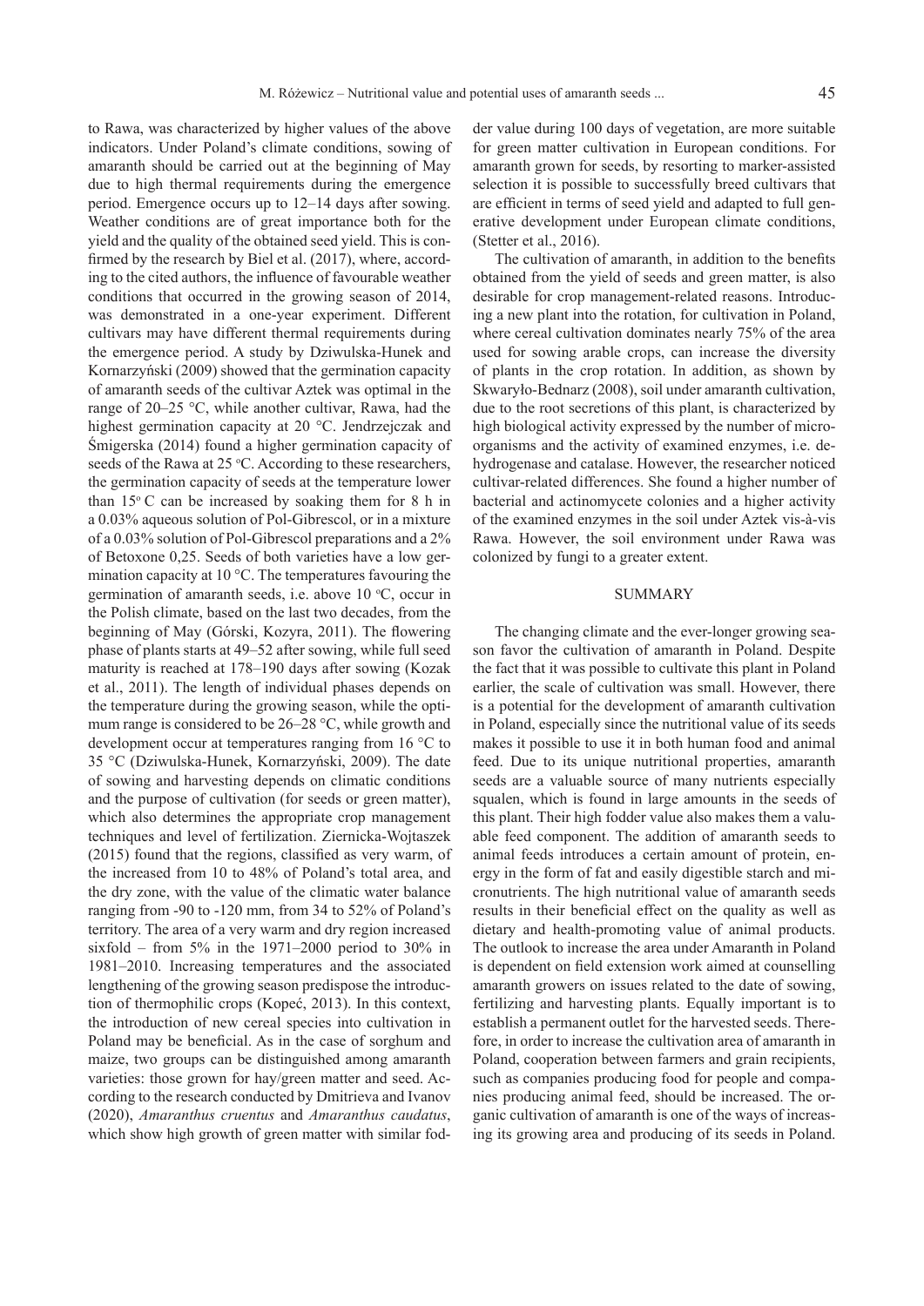to Rawa, was characterized by higher values of the above indicators. Under Poland's climate conditions, sowing of amaranth should be carried out at the beginning of May due to high thermal requirements during the emergence period. Emergence occurs up to 12–14 days after sowing. Weather conditions are of great importance both for the yield and the quality of the obtained seed yield. This is confirmed by the research by Biel et al. (2017), where, according to the cited authors, the influence of favourable weather conditions that occurred in the growing season of 2014, was demonstrated in a one-year experiment. Different cultivars may have different thermal requirements during the emergence period. A study by Dziwulska-Hunek and Kornarzyński (2009) showed that the germination capacity of amaranth seeds of the cultivar Aztek was optimal in the range of 20–25 °C, while another cultivar, Rawa, had the highest germination capacity at 20 °C. Jendrzejczak and Śmigerska (2014) found a higher germination capacity of seeds of the Rawa at 25 °C. According to these researchers, the germination capacity of seeds at the temperature lower than 15° C can be increased by soaking them for 8 h in a 0.03% aqueous solution of Pol-Gibrescol, or in a mixture of a 0.03% solution of Pol-Gibrescol preparations and a 2% of Betoxone 0,25. Seeds of both varieties have a low germination capacity at 10 °C. The temperatures favouring the germination of amaranth seeds, i.e. above 10 °C, occur in the Polish climate, based on the last two decades, from the beginning of May (Górski, Kozyra, 2011). The flowering phase of plants starts at 49–52 after sowing, while full seed maturity is reached at 178–190 days after sowing (Kozak et al., 2011). The length of individual phases depends on the temperature during the growing season, while the optimum range is considered to be 26–28 °C, while growth and development occur at temperatures ranging from 16 °C to 35 °C (Dziwulska-Hunek, Kornarzyński, 2009). The date of sowing and harvesting depends on climatic conditions and the purpose of cultivation (for seeds or green matter), which also determines the appropriate crop management techniques and level of fertilization. Ziernicka-Wojtaszek (2015) found that the regions, classified as very warm, of the increased from 10 to 48% of Poland's total area, and the dry zone, with the value of the climatic water balance ranging from -90 to -120 mm, from 34 to 52% of Poland's territory. The area of a very warm and dry region increased sixfold – from 5% in the 1971–2000 period to 30% in 1981–2010. Increasing temperatures and the associated lengthening of the growing season predispose the introduction of thermophilic crops (Kopeć, 2013). In this context, the introduction of new cereal species into cultivation in Poland may be beneficial. As in the case of sorghum and maize, two groups can be distinguished among amaranth varieties: those grown for hay/green matter and seed. According to the research conducted by Dmitrieva and Ivanov (2020), *Amaranthus cruentus* and *Amaranthus caudatus*, which show high growth of green matter with similar fodder value during 100 days of vegetation, are more suitable for green matter cultivation in European conditions. For amaranth grown for seeds, by resorting to marker-assisted selection it is possible to successfully breed cultivars that are efficient in terms of seed yield and adapted to full generative development under European climate conditions, (Stetter et al., 2016).

The cultivation of amaranth, in addition to the benefits obtained from the yield of seeds and green matter, is also desirable for crop management-related reasons. Introducing a new plant into the rotation, for cultivation in Poland, where cereal cultivation dominates nearly 75% of the area used for sowing arable crops, can increase the diversity of plants in the crop rotation. In addition, as shown by Skwaryło-Bednarz (2008), soil under amaranth cultivation, due to the root secretions of this plant, is characterized by high biological activity expressed by the number of microorganisms and the activity of examined enzymes, i.e. dehydrogenase and catalase. However, the researcher noticed cultivar-related differences. She found a higher number of bacterial and actinomycete colonies and a higher activity of the examined enzymes in the soil under Aztek vis-à-vis Rawa. However, the soil environment under Rawa was colonized by fungi to a greater extent.

## SUMMARY

The changing climate and the ever-longer growing season favor the cultivation of amaranth in Poland. Despite the fact that it was possible to cultivate this plant in Poland earlier, the scale of cultivation was small. However, there is a potential for the development of amaranth cultivation in Poland, especially since the nutritional value of its seeds makes it possible to use it in both human food and animal feed. Due to its unique nutritional properties, amaranth seeds are a valuable source of many nutrients especially squalen, which is found in large amounts in the seeds of this plant. Their high fodder value also makes them a valuable feed component. The addition of amaranth seeds to animal feeds introduces a certain amount of protein, energy in the form of fat and easily digestible starch and micronutrients. The high nutritional value of amaranth seeds results in their beneficial effect on the quality as well as dietary and health-promoting value of animal products. The outlook to increase the area under Amaranth in Poland is dependent on field extension work aimed at counselling amaranth growers on issues related to the date of sowing, fertilizing and harvesting plants. Equally important is to establish a permanent outlet for the harvested seeds. Therefore, in order to increase the cultivation area of amaranth in Poland, cooperation between farmers and grain recipients, such as companies producing food for people and companies producing animal feed, should be increased. The organic cultivation of amaranth is one of the ways of increasing its growing area and producing of its seeds in Poland.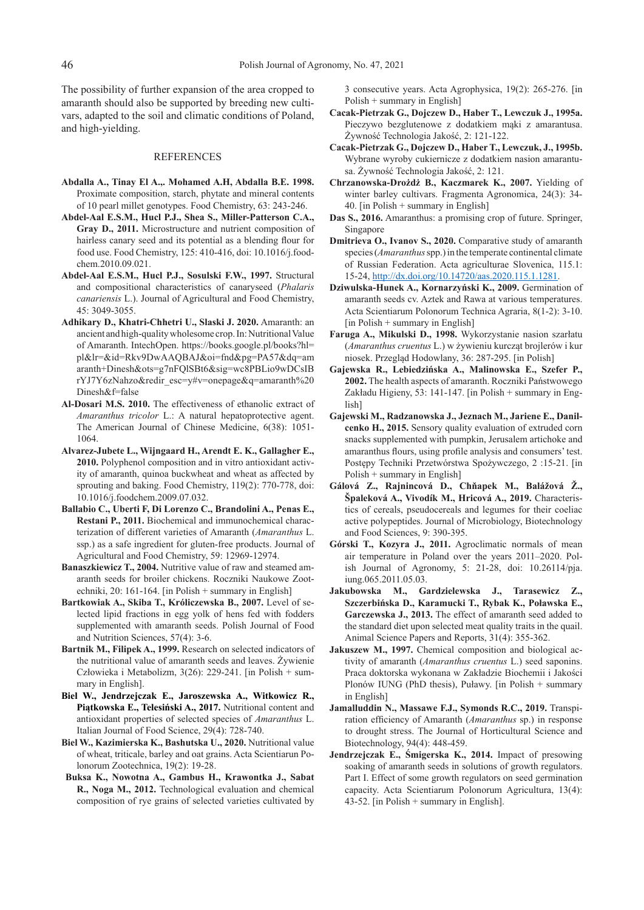The possibility of further expansion of the area cropped to amaranth should also be supported by breeding new cultivars, adapted to the soil and climatic conditions of Poland, and high-yielding.

## REFERENCES

**Abdalla A., Tinay El A.,. Mohamed A.H, Abdalla B.E. 1998.** Proximate composition, starch, phytate and mineral contents of 10 pearl millet genotypes. Food Chemistry, 63: 243-246.

**Abdel-Aal E.S.M., Hucl P.J., Shea S., Miller-Patterson C.A., Gray D., 2011.** Microstructure and nutrient composition of hairless canary seed and its potential as a blending flour for food use. Food Chemistry, 125: 410-416, doi: 10.1016/j.foodchem.2010.09.021.

**Abdel-Aal E.S.M., Hucl P.J., Sosulski F.W., 1997.** Structural and compositional characteristics of canaryseed (*Phalaris canariensis* L.). Journal of Agricultural and Food Chemistry, 45: 3049-3055.

**Adhikary D., Khatri-Chhetri U., Slaski J. 2020.** Amaranth: an ancient and high-quality wholesome crop. In: Nutritional Value of Amaranth. IntechOpen. https://books.google.pl/books?hl=pl&lr=&id=Rkv9DwAAQBAJ&oi=fnd&pg=PA57&dq=amaranth+Dinesh&ots=g7nFQlSBt6&sig=wc8PBLio9wDCsIBrYJ7Y6zNahzo&redir_esc=y#v=onepage&q=amaranth%20Dinesh&f=false

**Al-Dosari M.S. 2010.** The effectiveness of ethanolic extract of *Amaranthus tricolor* L.: A natural hepatoprotective agent. The American Journal of Chinese Medicine, 6(38): 1051-1064.

**Alvarez-Jubete L., Wijngaard H., Arendt E. K., Gallagher E., 2010.** Polyphenol composition and in vitro antioxidant activity of amaranth, quinoa buckwheat and wheat as affected by sprouting and baking. Food Chemistry, 119(2): 770-778, doi: 10.1016/j.foodchem.2009.07.032.

**Ballabio C., Uberti F, Di Lorenzo C., Brandolini A., Penas E., Restani P., 2011.** Biochemical and immunochemical characterization of different varieties of Amaranth (*Amaranthus* L. ssp.) as a safe ingredient for gluten-free products. Journal of Agricultural and Food Chemistry, 59: 12969-12974.

**Banaszkiewicz T., 2004.** Nutritive value of raw and steamed amaranth seeds for broiler chickens. Roczniki Naukowe Zootechniki, 20: 161-164. [in Polish + summary in English]

**Bartkowiak A., Skiba T., Króliczewska B., 2007.** Level of selected lipid fractions in egg yolk of hens fed with fodders supplemented with amaranth seeds. Polish Journal of Food and Nutrition Sciences, 57(4): 3-6.

**Bartnik M., Filipek A., 1999.** Research on selected indicators of the nutritional value of amaranth seeds and leaves. Żywienie Człowieka i Metabolizm, 3(26): 229-241. [in Polish + summary in English].

**Biel W., Jendrzejczak E., Jaroszewska A., Witkowicz R., Piątkowska E., Telesiński A., 2017.** Nutritional content and antioxidant properties of selected species of *Amaranthus* L. Italian Journal of Food Science, 29(4): 728-740.

**Biel W., Kazimierska K., Bashutska U., 2020.** Nutritional value of wheat, triticale, barley and oat grains. Acta Scientiarun Polonorum Zootechnica, 19(2): 19-28.

**Buksa K., Nowotna A., Gambus H., Krawontka J., Sabat R., Noga M., 2012.** Technological evaluation and chemical composition of rye grains of selected varieties cultivated by 3 consecutive years. Acta Agrophysica, 19(2): 265-276. [in Polish + summary in English]

**Cacak-Pietrzak G., Dojczew D., Haber T., Lewczuk J., 1995a.** Pieczywo bezglutenowe z dodatkiem mąki z amarantusa. Żywność Technologia Jakość, 2: 121-122.

**Cacak-Pietrzak G., Dojczew D., Haber T., Lewczuk, J., 1995b.** Wybrane wyroby cukiernicze z dodatkiem nasion amarantusa. Żywność Technologia Jakość, 2: 121.

**Chrzanowska-Drożdż B., Kaczmarek K., 2007.** Yielding of winter barley cultivars. Fragmenta Agronomica, 24(3): 34-40. [in Polish + summary in English]

**Das S., 2016.** Amaranthus: a promising crop of future. Springer, Singapore

**Dmitrieva O., Ivanov S., 2020.** Comparative study of amaranth species (*Amaranthus* spp.) in the temperate continental climate of Russian Federation. Acta agriculturae Slovenica, 115.1: 15-24, http://dx.doi.org/10.14720/aas.2020.115.1.1281.

**Dziwulska-Hunek A., Kornarzyński K., 2009.** Germination of amaranth seeds cv. Aztek and Rawa at various temperatures. Acta Scientiarum Polonorum Technica Agraria, 8(1-2): 3-10. [in Polish + summary in English]

**Faruga A., Mikulski D., 1998.** Wykorzystanie nasion szarłatu (*Amaranthus cruentus* L.) w żywieniu kurcząt brojlerów i kur niosek. Przegląd Hodowlany, 36: 287-295. [in Polish]

**Gajewska R., Lebiedzińska A., Malinowska E., Szefer P., 2002.** The health aspects of amaranth. Roczniki Państwowego Zakładu Higieny, 53: 141-147. [in Polish + summary in English]

**Gajewski M., Radzanowska J., Jeznach M., Jariene E., Danilcenko H., 2015.** Sensory quality evaluation of extruded corn snacks supplemented with pumpkin, Jerusalem artichoke and amaranthus flours, using profile analysis and consumers' test. Postępy Techniki Przetwórstwa Spożywczego, 2 :15-21. [in Polish + summary in English]

**Gálová Z., Rajnincová D., Chňapek M., Balážová Ž., Špaleková A., Vivodík M., Hricová A., 2019.** Characteristics of cereals, pseudocereals and legumes for their coeliac active polypeptides. Journal of Microbiology, Biotechnology and Food Sciences, 9: 390-395.

**Górski T., Kozyra J., 2011.** Agroclimatic normals of mean air temperature in Poland over the years 2011–2020. Polish Journal of Agronomy, 5: 21-28, doi: 10.26114/pja.iung.065.2011.05.03.

**Jakubowska M., Gardzielewska J., Tarasewicz Z., Szczerbińska D., Karamucki T., Rybak K., Poławska E., Garczewska J., 2013.** The effect of amaranth seed added to the standard diet upon selected meat quality traits in the quail. Animal Science Papers and Reports, 31(4): 355-362.

**Jakuszew M., 1997.** Chemical composition and biological activity of amaranth (*Amaranthus cruentus* L.) seed saponins. Praca doktorska wykonana w Zakładzie Biochemii i Jakości Plonów IUNG (PhD thesis), Puławy. [in Polish + summary in English]

**Jamalluddin N., Massawe F.J., Symonds R.C., 2019.** Transpiration efficiency of Amaranth (*Amaranthus* sp.) in response to drought stress. The Journal of Horticultural Science and Biotechnology, 94(4): 448-459.

**Jendrzejczak E., Śmigerska K., 2014.** Impact of presowing soaking of amaranth seeds in solutions of growth regulators. Part I. Effect of some growth regulators on seed germination capacity. Acta Scientiarum Polonorum Agricultura, 13(4): 43-52. [in Polish + summary in English].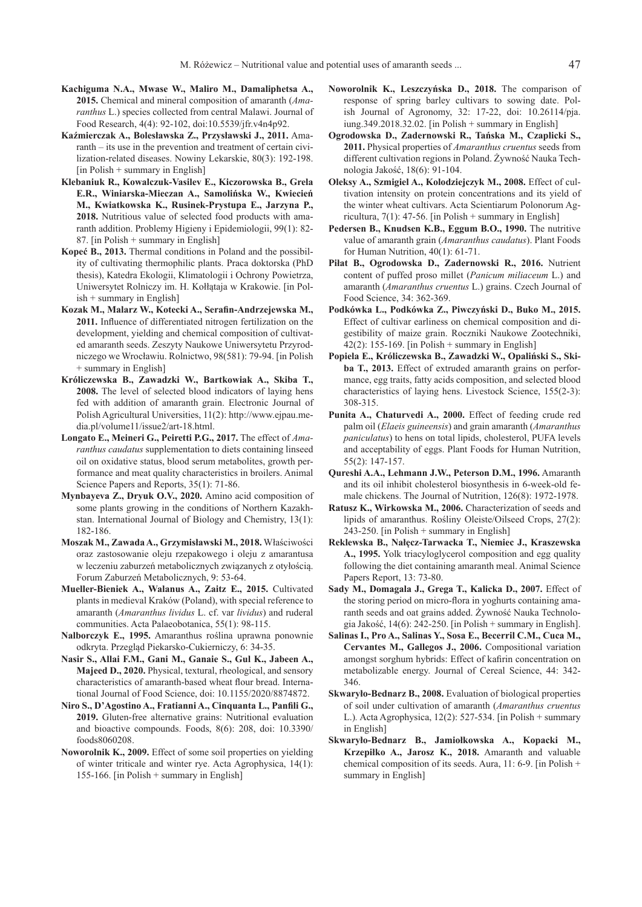**Kachiguma N.A., Mwase W., Maliro M., Damaliphetsa A., 2015.** Chemical and mineral composition of amaranth (*Amaranthus* L.) species collected from central Malawi. Journal of Food Research, 4(4): 92-102, doi:10.5539/jfr.v4n4p92.

**Kaźmierczak A., Bolesławska Z., Przysławski J., 2011.** Amaranth – its use in the prevention and treatment of certain civilization-related diseases. Nowiny Lekarskie, 80(3): 192-198. [in Polish + summary in English]

**Klebaniuk R., Kowalczuk-Vasilev E., Kiczorowska B., Grela E.R., Winiarska-Mieczan A., Samolińska W., Kwiecień M., Kwiatkowska K., Rusinek-Prystupa E., Jarzyna P., 2018.** Nutritious value of selected food products with amaranth addition. Problemy Higieny i Epidemiologii, 99(1): 82-87. [in Polish + summary in English]

**Kopeć B., 2013.** Thermal conditions in Poland and the possibility of cultivating thermophilic plants. Praca doktorska (PhD thesis), Katedra Ekologii, Klimatologii i Ochrony Powietrza, Uniwersytet Rolniczy im. H. Kołłątaja w Krakowie. [in Polish + summary in English]

**Kozak M., Malarz W., Kotecki A., Serafin-Andrzejewska M., 2011.** Influence of differentiated nitrogen fertilization on the development, yielding and chemical composition of cultivated amaranth seeds. Zeszyty Naukowe Uniwersytetu Przyrodniczego we Wrocławiu. Rolnictwo, 98(581): 79-94. [in Polish + summary in English]

**Króliczewska B., Zawadzki W., Bartkowiak A., Skiba T., 2008.** The level of selected blood indicators of laying hens fed with addition of amaranth grain. Electronic Journal of Polish Agricultural Universities, 11(2): http://www.ejpau.media.pl/volume11/issue2/art-18.html.

**Longato E., Meineri G., Peiretti P.G., 2017.** The effect of *Amaranthus caudatus* supplementation to diets containing linseed oil on oxidative status, blood serum metabolites, growth performance and meat quality characteristics in broilers. Animal Science Papers and Reports, 35(1): 71-86.

**Mynbayeva Z., Dryuk O.V., 2020.** Amino acid composition of some plants growing in the conditions of Northern Kazakhstan. International Journal of Biology and Chemistry, 13(1): 182-186.

**Moszak M., Zawada A., Grzymisławski M., 2018.** Właściwości oraz zastosowanie oleju rzepakowego i oleju z amarantusa w leczeniu zaburzeń metabolicznych związanych z otyłością. Forum Zaburzeń Metabolicznych, 9: 53-64.

**Mueller-Bieniek A., Walanus A., Zaitz E., 2015.** Cultivated plants in medieval Kraków (Poland), with special reference to amaranth (*Amaranthus lividus* L. cf. var *lividus*) and ruderal communities. Acta Palaeobotanica, 55(1): 98-115.

**Nalborczyk E., 1995.** Amaranthus roślina uprawna ponownie odkryta. Przegląd Piekarsko-Cukierniczy, 6: 34-35.

**Nasir S., Allai F.M., Gani M., Ganaie S., Gul K., Jabeen A., Majeed D., 2020.** Physical, textural, rheological, and sensory characteristics of amaranth-based wheat flour bread. International Journal of Food Science, doi: 10.1155/2020/8874872.

**Niro S., D'Agostino A., Fratianni A., Cinquanta L., Panfili G., 2019.** Gluten-free alternative grains: Nutritional evaluation and bioactive compounds. Foods, 8(6): 208, doi: 10.3390/foods8060208.

**Noworolnik K., 2009.** Effect of some soil properties on yielding of winter triticale and winter rye. Acta Agrophysica, 14(1): 155-166. [in Polish + summary in English]

**Noworolnik K., Leszczyńska D., 2018.** The comparison of response of spring barley cultivars to sowing date. Polish Journal of Agronomy, 32: 17-22, doi: 10.26114/pja.iung.349.2018.32.02. [in Polish + summary in English]

**Ogrodowska D., Zadernowski R., Tańska M., Czaplicki S., 2011.** Physical properties of *Amaranthus cruentus* seeds from different cultivation regions in Poland. Żywność Nauka Technologia Jakość, 18(6): 91-104.

**Oleksy A., Szmigiel A., Kolodziejczyk M., 2008.** Effect of cultivation intensity on protein concentrations and its yield of the winter wheat cultivars. Acta Scientiarum Polonorum Agricultura, 7(1): 47-56. [in Polish + summary in English]

**Pedersen B., Knudsen K.B., Eggum B.O., 1990.** The nutritive value of amaranth grain (*Amaranthus caudatus*). Plant Foods for Human Nutrition, 40(1): 61-71.

**Piłat B., Ogrodowska D., Zadernowski R., 2016.** Nutrient content of puffed proso millet (*Panicum miliaceum* L.) and amaranth (*Amaranthus cruentus* L.) grains. Czech Journal of Food Science, 34: 362-369.

**Podkówka L., Podkówka Z., Piwczyński D., Buko M., 2015.** Effect of cultivar earliness on chemical composition and digestibility of maize grain. Roczniki Naukowe Zootechniki, 42(2): 155-169. [in Polish + summary in English]

**Popiela E., Króliczewska B., Zawadzki W., Opaliński S., Skiba T., 2013.** Effect of extruded amaranth grains on performance, egg traits, fatty acids composition, and selected blood characteristics of laying hens. Livestock Science, 155(2-3): 308-315.

**Punita A., Chaturvedi A., 2000.** Effect of feeding crude red palm oil (*Elaeis guineensis*) and grain amaranth (*Amaranthus paniculatus*) to hens on total lipids, cholesterol, PUFA levels and acceptability of eggs. Plant Foods for Human Nutrition, 55(2): 147-157.

**Qureshi A.A., Lehmann J.W., Peterson D.M., 1996.** Amaranth and its oil inhibit cholesterol biosynthesis in 6-week-old female chickens. The Journal of Nutrition, 126(8): 1972-1978.

**Ratusz K., Wirkowska M., 2006.** Characterization of seeds and lipids of amaranthus. Rośliny Oleiste/Oilseed Crops, 27(2): 243-250. [in Polish + summary in English]

**Reklewska B., Nałęcz-Tarwacka T., Niemiec J., Kraszewska A., 1995.** Yolk triacylogliycerol composition and egg quality following the diet containing amaranth meal. Animal Science Papers Report, 13: 73-80.

**Sady M., Domagała J., Grega T., Kalicka D., 2007.** Effect of the storing period on micro-flora in yoghurts containing amaranth seeds and oat grains added. Żywność Nauka Technologia Jakość, 14(6): 242-250. [in Polish + summary in English].

**Salinas I., Pro A., Salinas Y., Sosa E., Becerril C.M., Cuca M., Cervantes M., Gallegos J., 2006.** Compositional variation amongst sorghum hybrids: Effect of kafirin concentration on metabolizable energy. Journal of Cereal Science, 44: 342-346.

**Skwaryło-Bednarz B., 2008.** Evaluation of biological properties of soil under cultivation of amaranth (*Amaranthus cruentus* L.). Acta Agrophysica, 12(2): 527-534. [in Polish + summary in English]

**Skwaryło-Bednarz B., Jamiołkowska A., Kopacki M., Krzepiłko A., Jarosz K., 2018.** Amaranth and valuable chemical composition of its seeds. Aura, 11: 6-9. [in Polish + summary in English]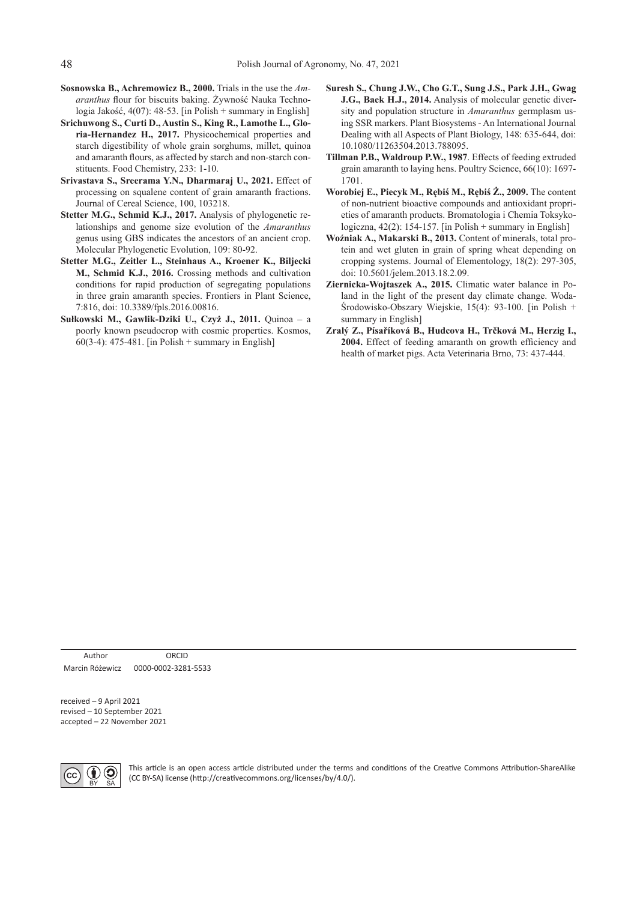**Sosnowska B., Achremowicz B., 2000.** Trials in the use the *Amaranthus* flour for biscuits baking. Żywność Nauka Technologia Jakość, 4(07): 48-53. [in Polish + summary in English]

**Srichuwong S., Curti D., Austin S., King R., Lamothe L., Gloria-Hernandez H., 2017.** Physicochemical properties and starch digestibility of whole grain sorghums, millet, quinoa and amaranth flours, as affected by starch and non-starch constituents. Food Chemistry, 233: 1-10.

**Srivastava S., Sreerama Y.N., Dharmaraj U., 2021.** Effect of processing on squalene content of grain amaranth fractions. Journal of Cereal Science, 100, 103218.

**Stetter M.G., Schmid K.J., 2017.** Analysis of phylogenetic relationships and genome size evolution of the *Amaranthus* genus using GBS indicates the ancestors of an ancient crop. Molecular Phylogenetic Evolution, 109: 80-92.

**Stetter M.G., Zeitler L., Steinhaus A., Kroener K., Biljecki M., Schmid K.J., 2016.** Crossing methods and cultivation conditions for rapid production of segregating populations in three grain amaranth species. Frontiers in Plant Science, 7:816, doi: 10.3389/fpls.2016.00816.

**Sułkowski M., Gawlik-Dziki U., Czyż J., 2011.** Quinoa – a poorly known pseudocrop with cosmic properties. Kosmos, 60(3-4): 475-481. [in Polish + summary in English]

**Suresh S., Chung J.W., Cho G.T., Sung J.S., Park J.H., Gwag J.G., Baek H.J., 2014.** Analysis of molecular genetic diversity and population structure in *Amaranthus* germplasm using SSR markers. Plant Biosystems - An International Journal Dealing with all Aspects of Plant Biology, 148: 635-644, doi: 10.1080/11263504.2013.788095.

**Tillman P.B., Waldroup P.W., 1987**. Effects of feeding extruded grain amaranth to laying hens. Poultry Science, 66(10): 1697-1701.

**Worobiej E., Piecyk M., Rębiś M., Rębiś Ż., 2009.** The content of non-nutrient bioactive compounds and antioxidant proprieties of amaranth products. Bromatologia i Chemia Toksykologiczna, 42(2): 154-157. [in Polish + summary in English]

**Woźniak A., Makarski B., 2013.** Content of minerals, total protein and wet gluten in grain of spring wheat depending on cropping systems. Journal of Elementology, 18(2): 297-305, doi: 10.5601/jelem.2013.18.2.09.

**Ziernicka-Wojtaszek A., 2015.** Climatic water balance in Poland in the light of the present day climate change. Woda-Środowisko-Obszary Wiejskie, 15(4): 93-100. [in Polish + summary in English]

**Zralý Z., Písaříková B., Hudcova H., Trčková M., Herzig I., 2004.** Effect of feeding amaranth on growth efficiency and health of market pigs. Acta Veterinaria Brno, 73: 437-444.

| Author | ORCID |
|---|---|
| Marcin Różewicz | 0000-0002-3281-5533 |

received – 9 April 2021
revised – 10 September 2021
accepted – 22 November 2021

This article is an open access article distributed under the terms and conditions of the Creative Commons Attribution-ShareAlike (CC BY-SA) license (http://creativecommons.org/licenses/by/4.0/).